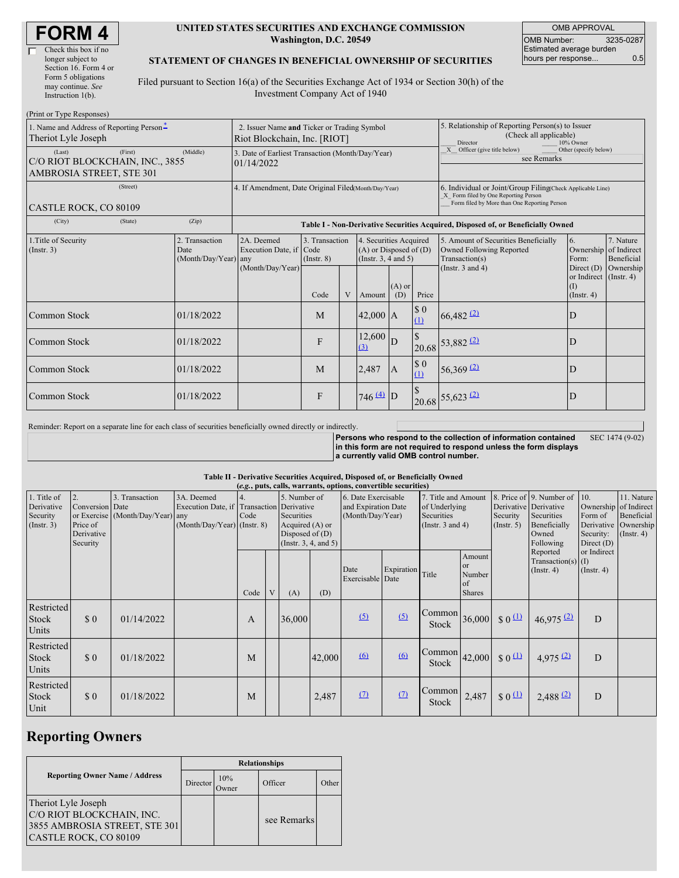# FORM 4

☐ Check this box if no longer subject to Section 16. Form 4 or Form 5 obligations may continue. *See* Instruction 1(b).

**UNITED STATES SECURITIES AND EXCHANGE COMMISSION**
**Washington, D.C. 20549**

**STATEMENT OF CHANGES IN BENEFICIAL OWNERSHIP OF SECURITIES**

Filed pursuant to Section 16(a) of the Securities Exchange Act of 1934 or Section 30(h) of the Investment Company Act of 1940

| OMB APPROVAL | |
|---|---|
| OMB Number: | 3235-0287 |
| Estimated average burden hours per response... | 0.5 |

(Print or Type Responses)

| 1. Name and Address of Reporting Person* | 2. Issuer Name and Ticker or Trading Symbol | 5. Relationship of Reporting Person(s) to Issuer (Check all applicable) |
|---|---|---|
| Theriot Lyle Joseph | Riot Blockchain, Inc. [RIOT] | ___ Director ___ 10% Owner |
| (Last) (First) (Middle) C/O RIOT BLOCKCHAIN, INC., 3855 AMBROSIA STREET, STE 301 | 3. Date of Earliest Transaction (Month/Day/Year) 01/14/2022 | _X_ Officer (give title below) ___ Other (specify below) see Remarks |
| (Street) CASTLE ROCK, CO 80109 | 4. If Amendment, Date Original Filed(Month/Day/Year) | 6. Individual or Joint/Group Filing(Check Applicable Line) _X_ Form filed by One Reporting Person ___ Form filed by More than One Reporting Person |
| (City) (State) (Zip) | | |

**Table I - Non-Derivative Securities Acquired, Disposed of, or Beneficially Owned**

| 1.Title of Security (Instr. 3) | 2. Transaction Date (Month/Day/Year) | 2A. Deemed Execution Date, if any (Month/Day/Year) | 3. Transaction Code (Instr. 8) Code | V | 4. Securities Acquired (A) or Disposed of (D) (Instr. 3, 4 and 5) Amount | (A) or (D) | Price | 5. Amount of Securities Beneficially Owned Following Reported Transaction(s) (Instr. 3 and 4) | 6. Ownership Form: Direct (D) or Indirect (I) (Instr. 4) | 7. Nature of Indirect Beneficial Ownership (Instr. 4) |
|---|---|---|---|---|---|---|---|---|---|---|
| Common Stock | 01/18/2022 | | M | | 42,000 | A | $ 0 (1) | 66,482 (2) | D | |
| Common Stock | 01/18/2022 | | F | | 12,600 (3) | D | $ 20.68 | 53,882 (2) | D | |
| Common Stock | 01/18/2022 | | M | | 2,487 | A | $ 0 (1) | 56,369 (2) | D | |
| Common Stock | 01/18/2022 | | F | | 746 (4) | D | $ 20.68 | 55,623 (2) | D | |

Reminder: Report on a separate line for each class of securities beneficially owned directly or indirectly.

**Persons who respond to the collection of information contained in this form are not required to respond unless the form displays a currently valid OMB control number.** SEC 1474 (9-02)

**Table II - Derivative Securities Acquired, Disposed of, or Beneficially Owned**
***(e.g., puts, calls, warrants, options, convertible securities)***

| 1. Title of Derivative Security (Instr. 3) | 2. Conversion or Exercise Price of Derivative Security | 3. Transaction Date (Month/Day/Year) | 3A. Deemed Execution Date, if any (Month/Day/Year) | 4. Transaction Code (Instr. 8) Code | V | 5. Number of Derivative Securities Acquired (A) or Disposed of (D) (Instr. 3, 4, and 5) (A) | (D) | 6. Date Exercisable and Expiration Date (Month/Day/Year) Date Exercisable | Expiration Date | 7. Title and Amount of Underlying Securities (Instr. 3 and 4) Title | Amount or Number of Shares | 8. Price of Derivative Security (Instr. 5) | 9. Number of Derivative Securities Beneficially Owned Following Reported Transaction(s) (Instr. 4) | 10. Ownership Form of Derivative Security: Direct (D) or Indirect (I) (Instr. 4) | 11. Nature of Indirect Beneficial Ownership (Instr. 4) |
|---|---|---|---|---|---|---|---|---|---|---|---|---|---|---|---|
| Restricted Stock Units | $ 0 | 01/14/2022 | | A | | 36,000 | | (5) | (5) | Common Stock | 36,000 | $ 0 (1) | 46,975 (2) | D | |
| Restricted Stock Units | $ 0 | 01/18/2022 | | M | | | 42,000 | (6) | (6) | Common Stock | 42,000 | $ 0 (1) | 4,975 (2) | D | |
| Restricted Stock Unit | $ 0 | 01/18/2022 | | M | | | 2,487 | (7) | (7) | Common Stock | 2,487 | $ 0 (1) | 2,488 (2) | D | |

## Reporting Owners

| Reporting Owner Name / Address | Relationships: Director | 10% Owner | Officer | Other |
|---|---|---|---|---|
| Theriot Lyle Joseph C/O RIOT BLOCKCHAIN, INC. 3855 AMBROSIA STREET, STE 301 CASTLE ROCK, CO 80109 | | | see Remarks | |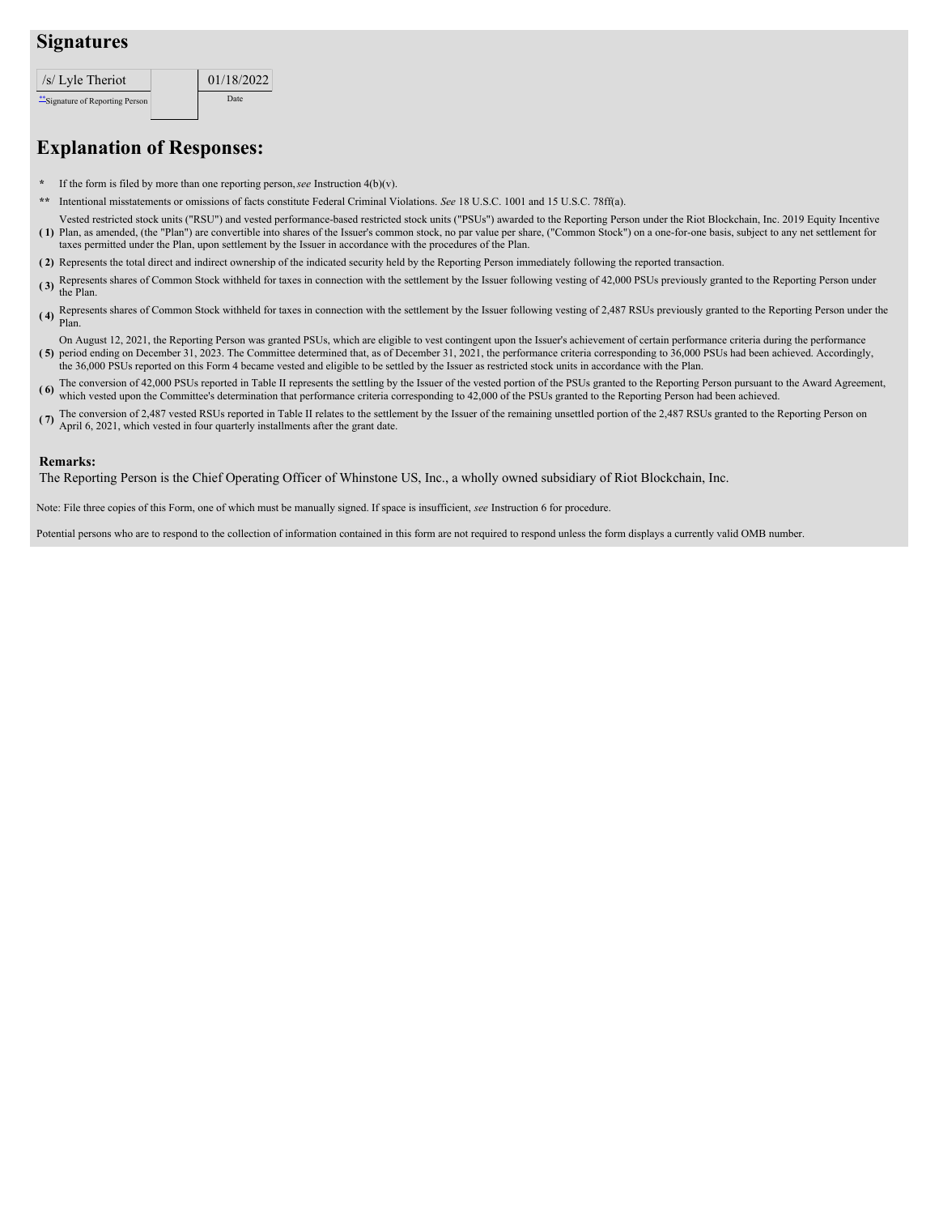## Signatures

| /s/ Lyle Theriot | | 01/18/2022 |
|---|---|---|
| **Signature of Reporting Person | | Date |

## Explanation of Responses:

\* If the form is filed by more than one reporting person, *see* Instruction 4(b)(v).

\** Intentional misstatements or omissions of facts constitute Federal Criminal Violations. *See* 18 U.S.C. 1001 and 15 U.S.C. 78ff(a).

(1) Vested restricted stock units ("RSU") and vested performance-based restricted stock units ("PSUs") awarded to the Reporting Person under the Riot Blockchain, Inc. 2019 Equity Incentive Plan, as amended, (the "Plan") are convertible into shares of the Issuer's common stock, no par value per share, ("Common Stock") on a one-for-one basis, subject to any net settlement for taxes permitted under the Plan, upon settlement by the Issuer in accordance with the procedures of the Plan.

(2) Represents the total direct and indirect ownership of the indicated security held by the Reporting Person immediately following the reported transaction.

(3) Represents shares of Common Stock withheld for taxes in connection with the settlement by the Issuer following vesting of 42,000 PSUs previously granted to the Reporting Person under the Plan.

(4) Represents shares of Common Stock withheld for taxes in connection with the settlement by the Issuer following vesting of 2,487 RSUs previously granted to the Reporting Person under the Plan.

(5) On August 12, 2021, the Reporting Person was granted PSUs, which are eligible to vest contingent upon the Issuer's achievement of certain performance criteria during the performance period ending on December 31, 2023. The Committee determined that, as of December 31, 2021, the performance criteria corresponding to 36,000 PSUs had been achieved. Accordingly, the 36,000 PSUs reported on this Form 4 became vested and eligible to be settled by the Issuer as restricted stock units in accordance with the Plan.

(6) The conversion of 42,000 PSUs reported in Table II represents the settling by the Issuer of the vested portion of the PSUs granted to the Reporting Person pursuant to the Award Agreement, which vested upon the Committee's determination that performance criteria corresponding to 42,000 of the PSUs granted to the Reporting Person had been achieved.

(7) The conversion of 2,487 vested RSUs reported in Table II relates to the settlement by the Issuer of the remaining unsettled portion of the 2,487 RSUs granted to the Reporting Person on April 6, 2021, which vested in four quarterly installments after the grant date.

**Remarks:**

The Reporting Person is the Chief Operating Officer of Whinstone US, Inc., a wholly owned subsidiary of Riot Blockchain, Inc.

Note: File three copies of this Form, one of which must be manually signed. If space is insufficient, *see* Instruction 6 for procedure.

Potential persons who are to respond to the collection of information contained in this form are not required to respond unless the form displays a currently valid OMB number.